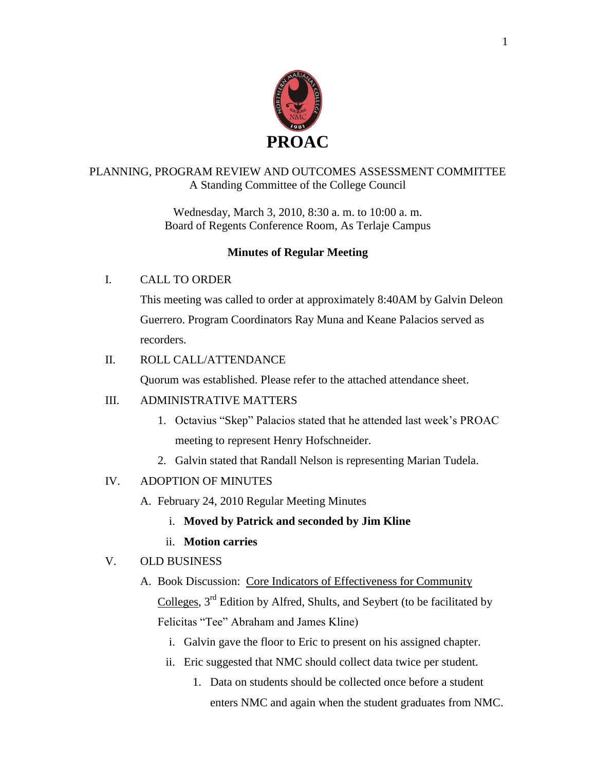# PROAC

PLANNING, PROGRAM REVIEW AND OUTCOMES ASSESSMENT COMMITTEE
A Standing Committee of the College Council

Wednesday, March 3, 2010, 8:30 a. m. to 10:00 a. m.
Board of Regents Conference Room, As Terlaje Campus

## Minutes of Regular Meeting

I. CALL TO ORDER

This meeting was called to order at approximately 8:40AM by Galvin Deleon Guerrero. Program Coordinators Ray Muna and Keane Palacios served as recorders.

II. ROLL CALL/ATTENDANCE

Quorum was established. Please refer to the attached attendance sheet.

III. ADMINISTRATIVE MATTERS

1. Octavius "Skep" Palacios stated that he attended last week's PROAC meeting to represent Henry Hofschneider.
2. Galvin stated that Randall Nelson is representing Marian Tudela.

IV. ADOPTION OF MINUTES

A. February 24, 2010 Regular Meeting Minutes

i. **Moved by Patrick and seconded by Jim Kline**

ii. **Motion carries**

V. OLD BUSINESS

A. Book Discussion: Core Indicators of Effectiveness for Community Colleges, 3rd Edition by Alfred, Shults, and Seybert (to be facilitated by Felicitas "Tee" Abraham and James Kline)

i. Galvin gave the floor to Eric to present on his assigned chapter.

ii. Eric suggested that NMC should collect data twice per student.

1. Data on students should be collected once before a student enters NMC and again when the student graduates from NMC.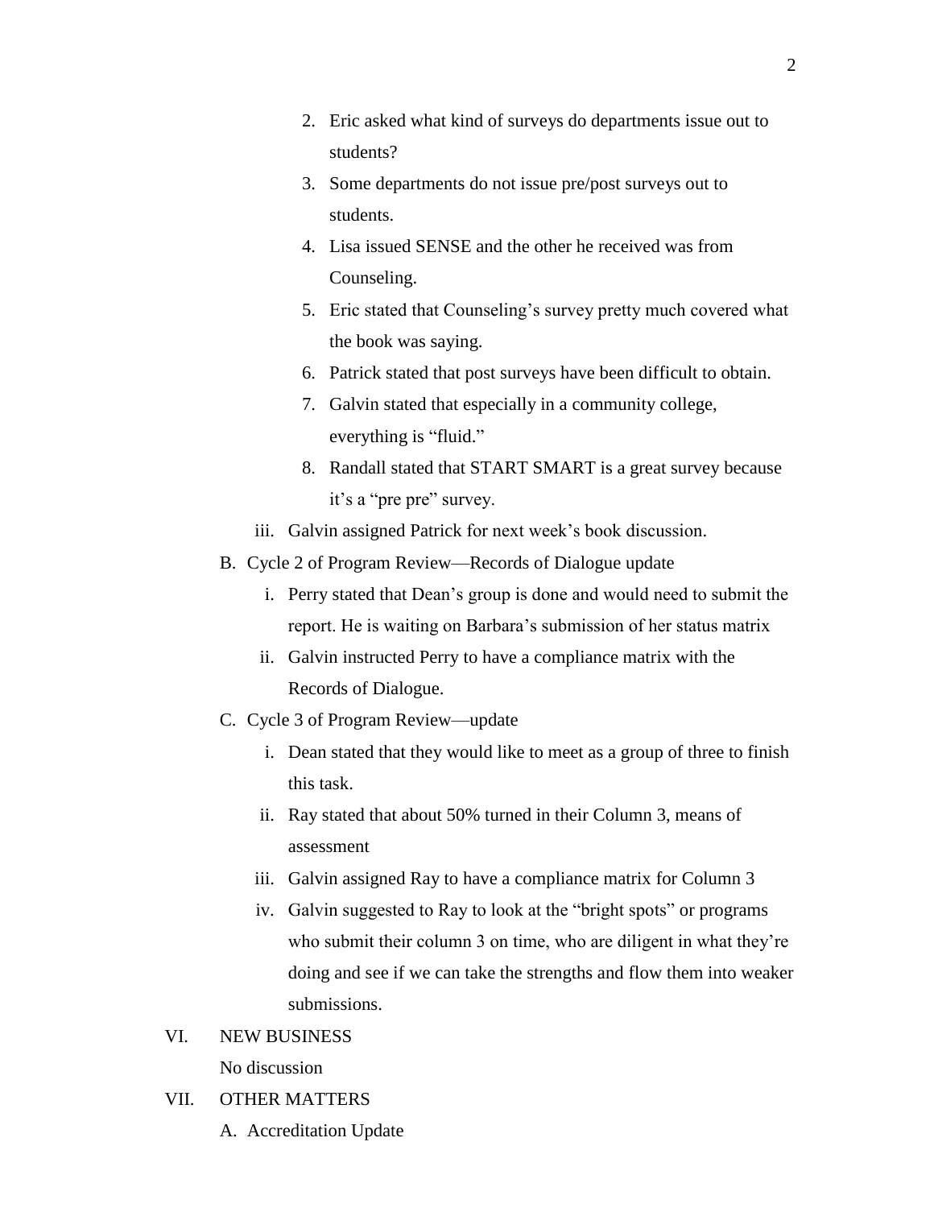2. Eric asked what kind of surveys do departments issue out to students?
3. Some departments do not issue pre/post surveys out to students.
4. Lisa issued SENSE and the other he received was from Counseling.
5. Eric stated that Counseling's survey pretty much covered what the book was saying.
6. Patrick stated that post surveys have been difficult to obtain.
7. Galvin stated that especially in a community college, everything is "fluid."
8. Randall stated that START SMART is a great survey because it's a "pre pre" survey.

iii. Galvin assigned Patrick for next week's book discussion.

B. Cycle 2 of Program Review—Records of Dialogue update

i. Perry stated that Dean's group is done and would need to submit the report. He is waiting on Barbara's submission of her status matrix

ii. Galvin instructed Perry to have a compliance matrix with the Records of Dialogue.

C. Cycle 3 of Program Review—update

i. Dean stated that they would like to meet as a group of three to finish this task.

ii. Ray stated that about 50% turned in their Column 3, means of assessment

iii. Galvin assigned Ray to have a compliance matrix for Column 3

iv. Galvin suggested to Ray to look at the "bright spots" or programs who submit their column 3 on time, who are diligent in what they're doing and see if we can take the strengths and flow them into weaker submissions.

VI. NEW BUSINESS

No discussion

VII. OTHER MATTERS

A. Accreditation Update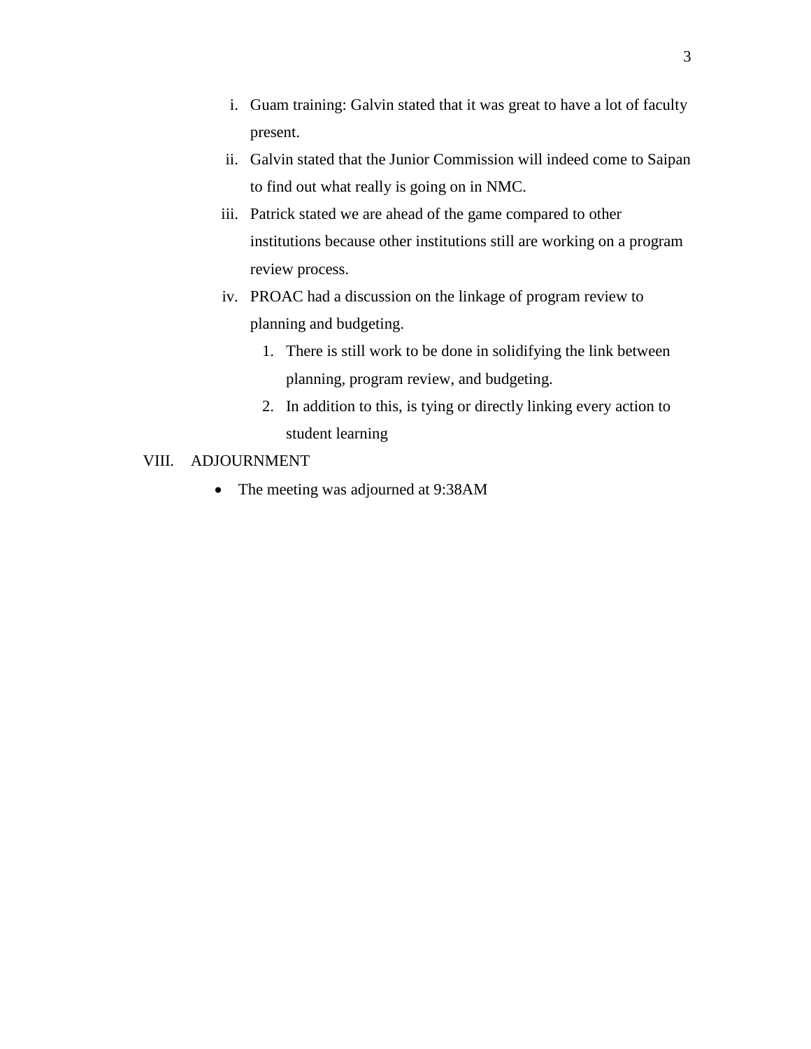i. Guam training: Galvin stated that it was great to have a lot of faculty present.
   ii. Galvin stated that the Junior Commission will indeed come to Saipan to find out what really is going on in NMC.
   iii. Patrick stated we are ahead of the game compared to other institutions because other institutions still are working on a program review process.
   iv. PROAC had a discussion on the linkage of program review to planning and budgeting.
      1. There is still work to be done in solidifying the link between planning, program review, and budgeting.
      2. In addition to this, is tying or directly linking every action to student learning

VIII. ADJOURNMENT

- The meeting was adjourned at 9:38AM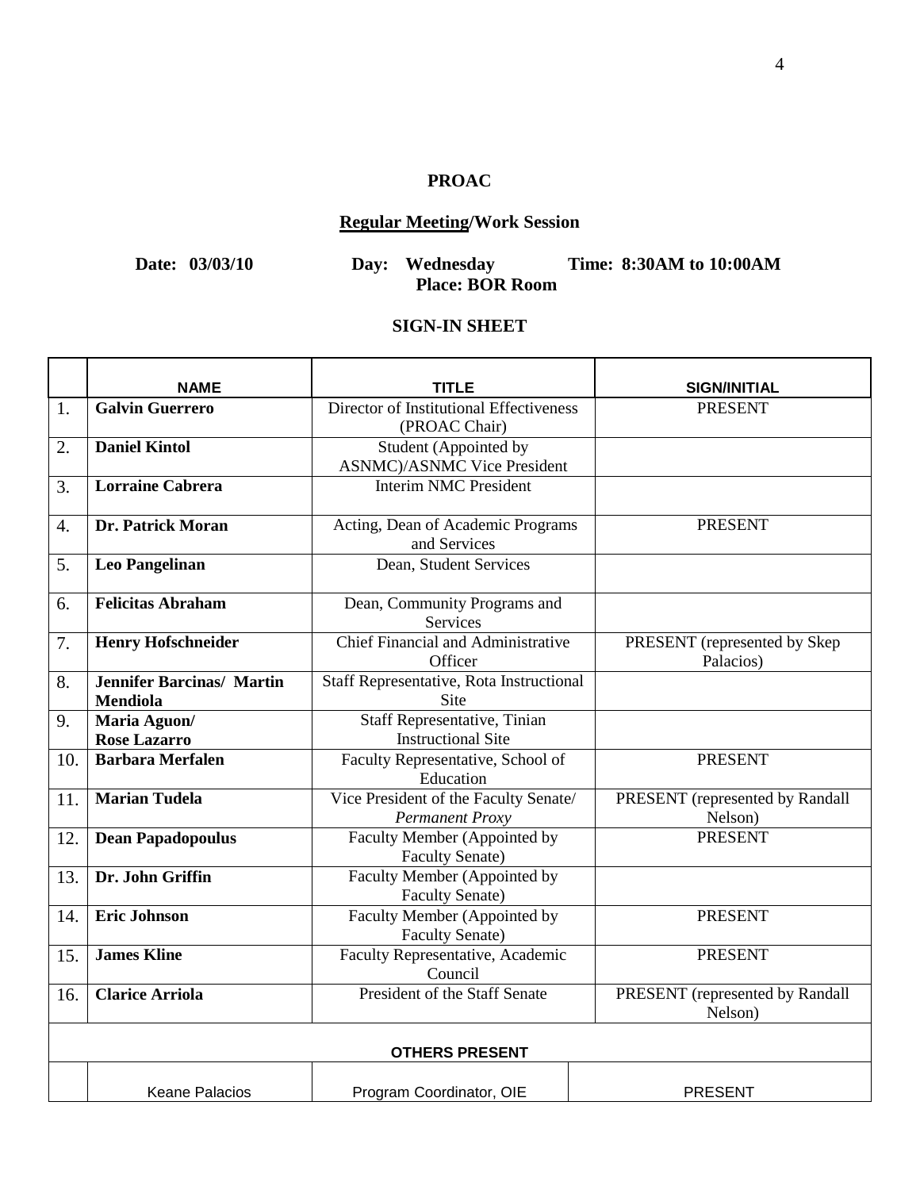# PROAC

## Regular Meeting/Work Session

**Date: 03/03/10** **Day: Wednesday** **Time: 8:30AM to 10:00AM**
**Place: BOR Room**

## SIGN-IN SHEET

| | NAME | TITLE | SIGN/INITIAL |
|---|---|---|---|
| 1. | **Galvin Guerrero** | Director of Institutional Effectiveness (PROAC Chair) | PRESENT |
| 2. | **Daniel Kintol** | Student (Appointed by ASNMC)/ASNMC Vice President | |
| 3. | **Lorraine Cabrera** | Interim NMC President | |
| 4. | **Dr. Patrick Moran** | Acting, Dean of Academic Programs and Services | PRESENT |
| 5. | **Leo Pangelinan** | Dean, Student Services | |
| 6. | **Felicitas Abraham** | Dean, Community Programs and Services | |
| 7. | **Henry Hofschneider** | Chief Financial and Administrative Officer | PRESENT (represented by Skep Palacios) |
| 8. | **Jennifer Barcinas/ Martin Mendiola** | Staff Representative, Rota Instructional Site | |
| 9. | **Maria Aguon/ Rose Lazarro** | Staff Representative, Tinian Instructional Site | |
| 10. | **Barbara Merfalen** | Faculty Representative, School of Education | PRESENT |
| 11. | **Marian Tudela** | Vice President of the Faculty Senate/ *Permanent Proxy* | PRESENT (represented by Randall Nelson) |
| 12. | **Dean Papadopoulus** | Faculty Member (Appointed by Faculty Senate) | PRESENT |
| 13. | **Dr. John Griffin** | Faculty Member (Appointed by Faculty Senate) | |
| 14. | **Eric Johnson** | Faculty Member (Appointed by Faculty Senate) | PRESENT |
| 15. | **James Kline** | Faculty Representative, Academic Council | PRESENT |
| 16. | **Clarice Arriola** | President of the Staff Senate | PRESENT (represented by Randall Nelson) |
| | | **OTHERS PRESENT** | |
| | Keane Palacios | Program Coordinator, OIE | PRESENT |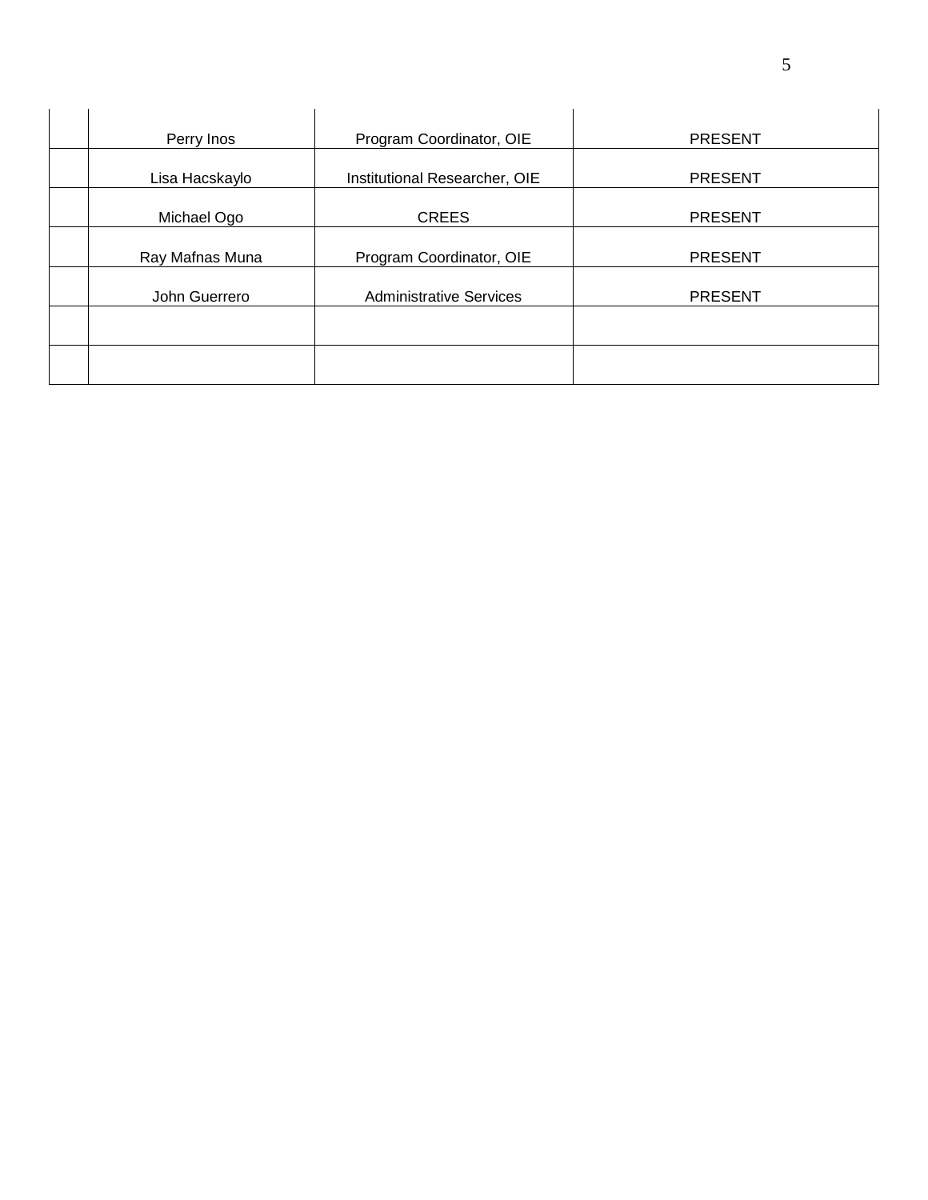| | | | |
|---|---|---|---|
| | Perry Inos | Program Coordinator, OIE | PRESENT |
| | Lisa Hacskaylo | Institutional Researcher, OIE | PRESENT |
| | Michael Ogo | CREES | PRESENT |
| | Ray Mafnas Muna | Program Coordinator, OIE | PRESENT |
| | John Guerrero | Administrative Services | PRESENT |
| | | | |
| | | | |